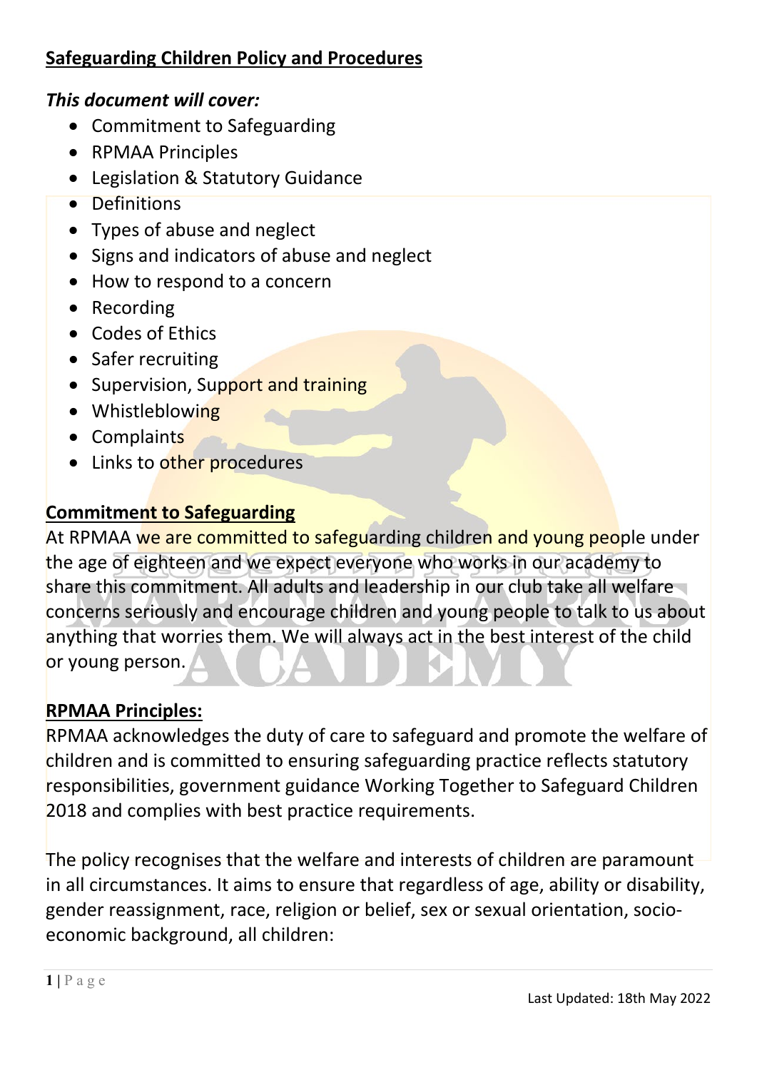## Safeguarding Children Policy and Procedures

***This document will cover:***

- Commitment to Safeguarding
- RPMAA Principles
- Legislation & Statutory Guidance
- Definitions
- Types of abuse and neglect
- Signs and indicators of abuse and neglect
- How to respond to a concern
- Recording
- Codes of Ethics
- Safer recruiting
- Supervision, Support and training
- Whistleblowing
- Complaints
- Links to other procedures

### Commitment to Safeguarding

At RPMAA we are committed to safeguarding children and young people under the age of eighteen and we expect everyone who works in our academy to share this commitment. All adults and leadership in our club take all welfare concerns seriously and encourage children and young people to talk to us about anything that worries them. We will always act in the best interest of the child or young person.

### RPMAA Principles:

RPMAA acknowledges the duty of care to safeguard and promote the welfare of children and is committed to ensuring safeguarding practice reflects statutory responsibilities, government guidance Working Together to Safeguard Children 2018 and complies with best practice requirements.

The policy recognises that the welfare and interests of children are paramount in all circumstances. It aims to ensure that regardless of age, ability or disability, gender reassignment, race, religion or belief, sex or sexual orientation, socio-economic background, all children: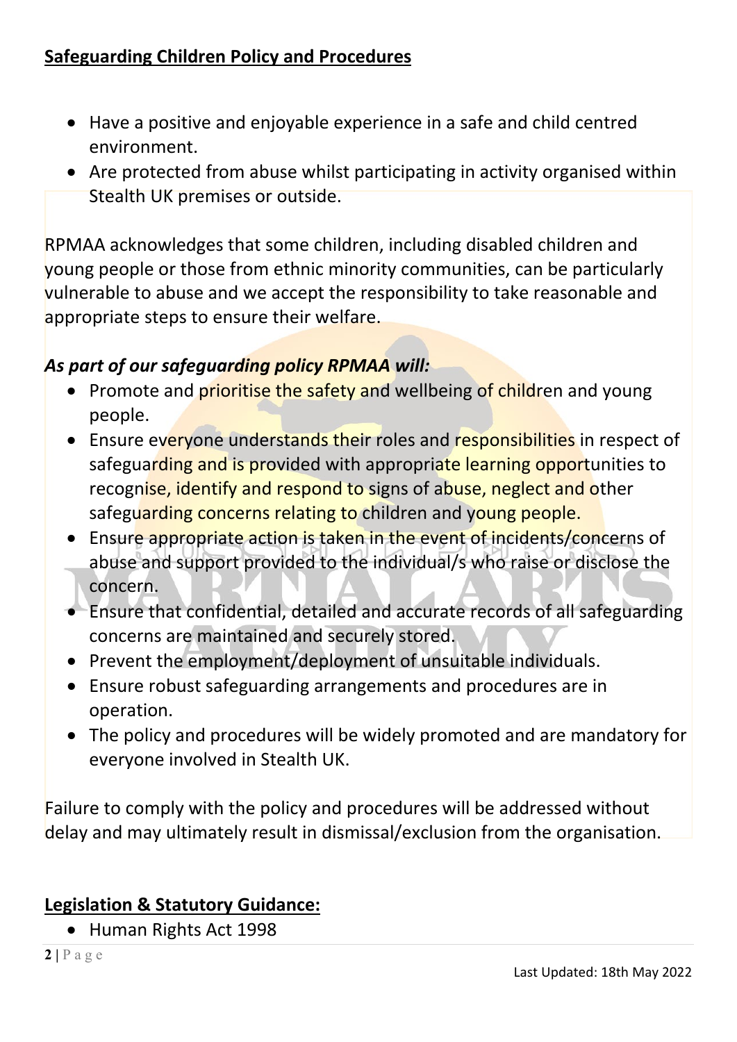## Safeguarding Children Policy and Procedures

- Have a positive and enjoyable experience in a safe and child centred environment.
- Are protected from abuse whilst participating in activity organised within Stealth UK premises or outside.

RPMAA acknowledges that some children, including disabled children and young people or those from ethnic minority communities, can be particularly vulnerable to abuse and we accept the responsibility to take reasonable and appropriate steps to ensure their welfare.

***As part of our safeguarding policy RPMAA will:***

- Promote and prioritise the safety and wellbeing of children and young people.
- Ensure everyone understands their roles and responsibilities in respect of safeguarding and is provided with appropriate learning opportunities to recognise, identify and respond to signs of abuse, neglect and other safeguarding concerns relating to children and young people.
- Ensure appropriate action is taken in the event of incidents/concerns of abuse and support provided to the individual/s who raise or disclose the concern.
- Ensure that confidential, detailed and accurate records of all safeguarding concerns are maintained and securely stored.
- Prevent the employment/deployment of unsuitable individuals.
- Ensure robust safeguarding arrangements and procedures are in operation.
- The policy and procedures will be widely promoted and are mandatory for everyone involved in Stealth UK.

Failure to comply with the policy and procedures will be addressed without delay and may ultimately result in dismissal/exclusion from the organisation.

## Legislation & Statutory Guidance:

- Human Rights Act 1998

Last Updated: 18th May 2022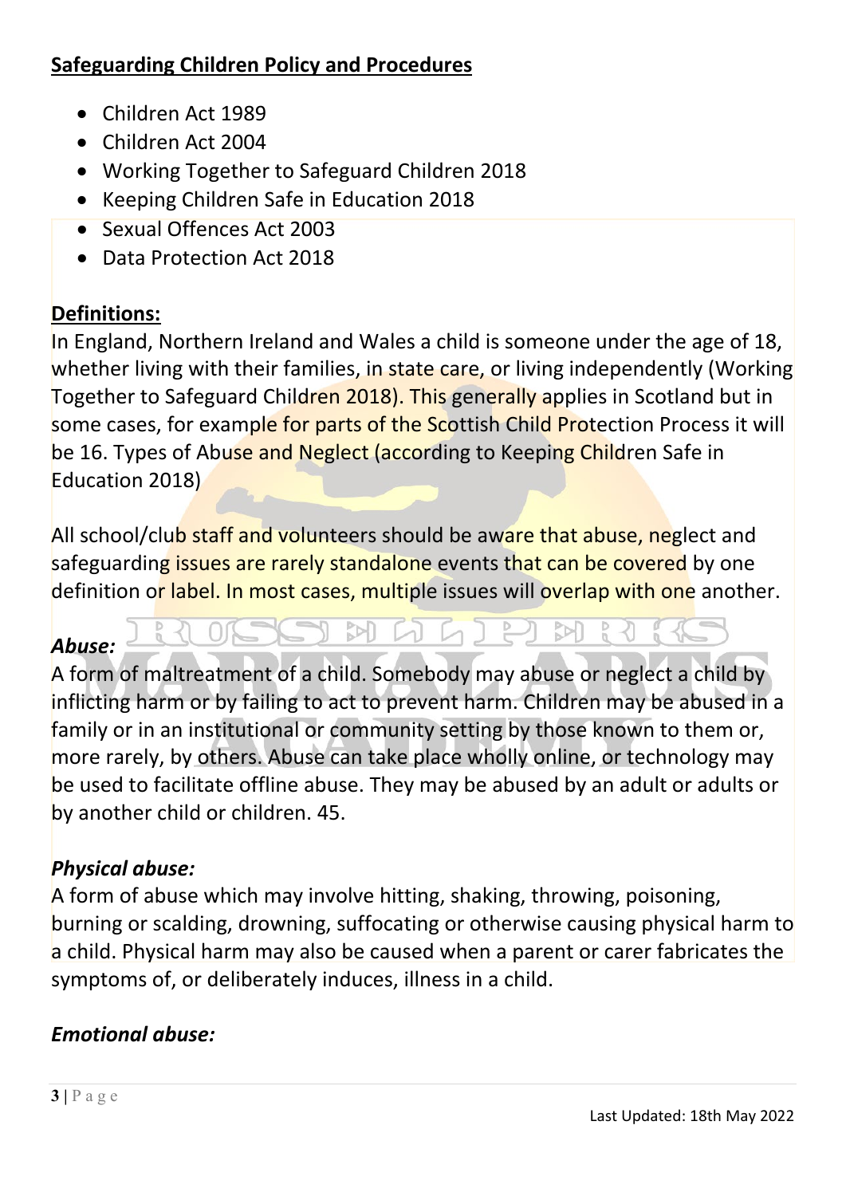**Safeguarding Children Policy and Procedures**

- Children Act 1989
- Children Act 2004
- Working Together to Safeguard Children 2018
- Keeping Children Safe in Education 2018
- Sexual Offences Act 2003
- Data Protection Act 2018

**Definitions:**

In England, Northern Ireland and Wales a child is someone under the age of 18, whether living with their families, in state care, or living independently (Working Together to Safeguard Children 2018). This generally applies in Scotland but in some cases, for example for parts of the Scottish Child Protection Process it will be 16. Types of Abuse and Neglect (according to Keeping Children Safe in Education 2018)

All school/club staff and volunteers should be aware that abuse, neglect and safeguarding issues are rarely standalone events that can be covered by one definition or label. In most cases, multiple issues will overlap with one another.

***Abuse:***

A form of maltreatment of a child. Somebody may abuse or neglect a child by inflicting harm or by failing to act to prevent harm. Children may be abused in a family or in an institutional or community setting by those known to them or, more rarely, by others. Abuse can take place wholly online, or technology may be used to facilitate offline abuse. They may be abused by an adult or adults or by another child or children. 45.

***Physical abuse:***

A form of abuse which may involve hitting, shaking, throwing, poisoning, burning or scalding, drowning, suffocating or otherwise causing physical harm to a child. Physical harm may also be caused when a parent or carer fabricates the symptoms of, or deliberately induces, illness in a child.

***Emotional abuse:***

Last Updated: 18th May 2022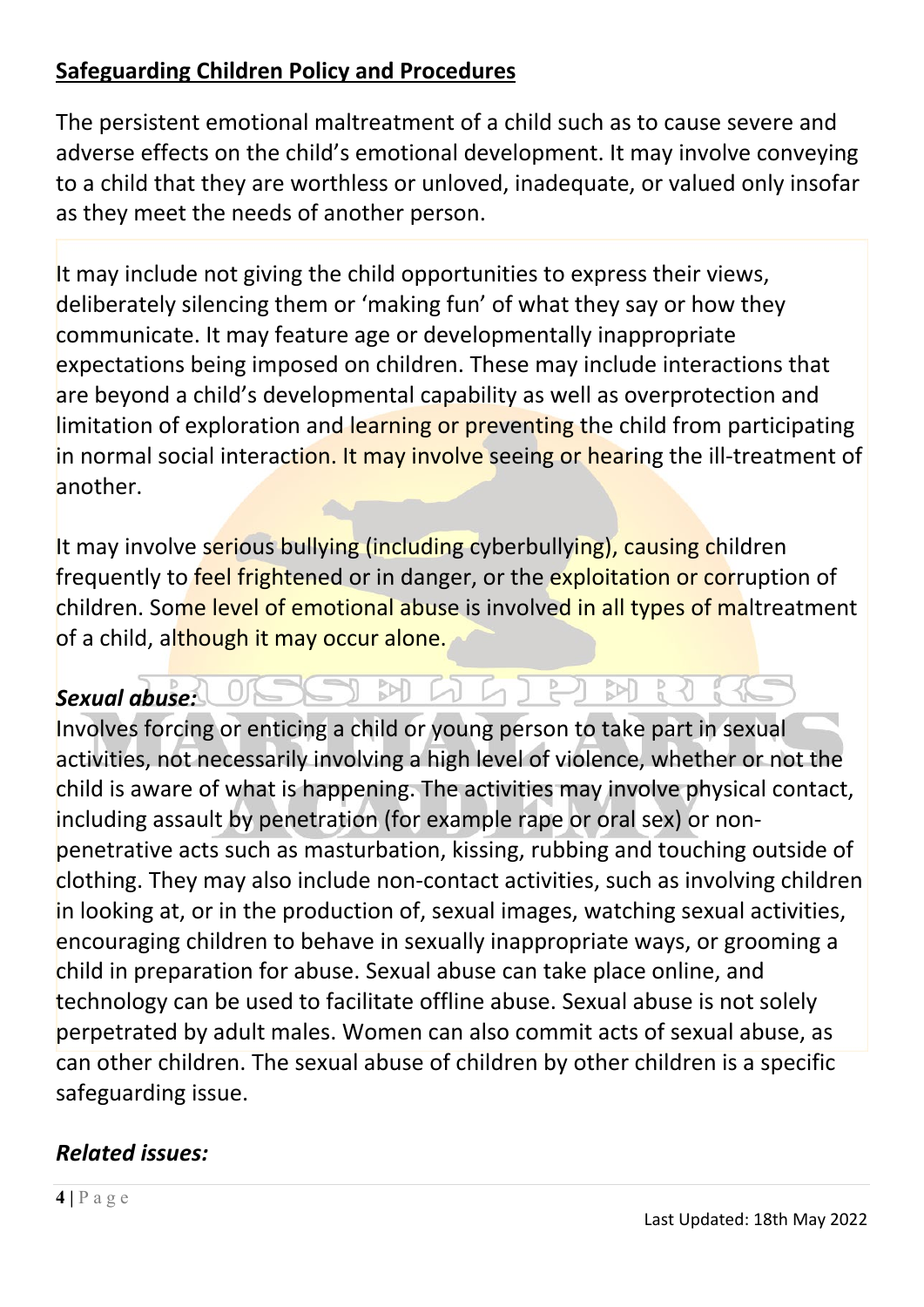## Safeguarding Children Policy and Procedures

The persistent emotional maltreatment of a child such as to cause severe and adverse effects on the child's emotional development. It may involve conveying to a child that they are worthless or unloved, inadequate, or valued only insofar as they meet the needs of another person.

It may include not giving the child opportunities to express their views, deliberately silencing them or 'making fun' of what they say or how they communicate. It may feature age or developmentally inappropriate expectations being imposed on children. These may include interactions that are beyond a child's developmental capability as well as overprotection and limitation of exploration and learning or preventing the child from participating in normal social interaction. It may involve seeing or hearing the ill-treatment of another.

It may involve serious bullying (including cyberbullying), causing children frequently to feel frightened or in danger, or the exploitation or corruption of children. Some level of emotional abuse is involved in all types of maltreatment of a child, although it may occur alone.

***Sexual abuse:***

Involves forcing or enticing a child or young person to take part in sexual activities, not necessarily involving a high level of violence, whether or not the child is aware of what is happening. The activities may involve physical contact, including assault by penetration (for example rape or oral sex) or non-penetrative acts such as masturbation, kissing, rubbing and touching outside of clothing. They may also include non-contact activities, such as involving children in looking at, or in the production of, sexual images, watching sexual activities, encouraging children to behave in sexually inappropriate ways, or grooming a child in preparation for abuse. Sexual abuse can take place online, and technology can be used to facilitate offline abuse. Sexual abuse is not solely perpetrated by adult males. Women can also commit acts of sexual abuse, as can other children. The sexual abuse of children by other children is a specific safeguarding issue.

***Related issues:***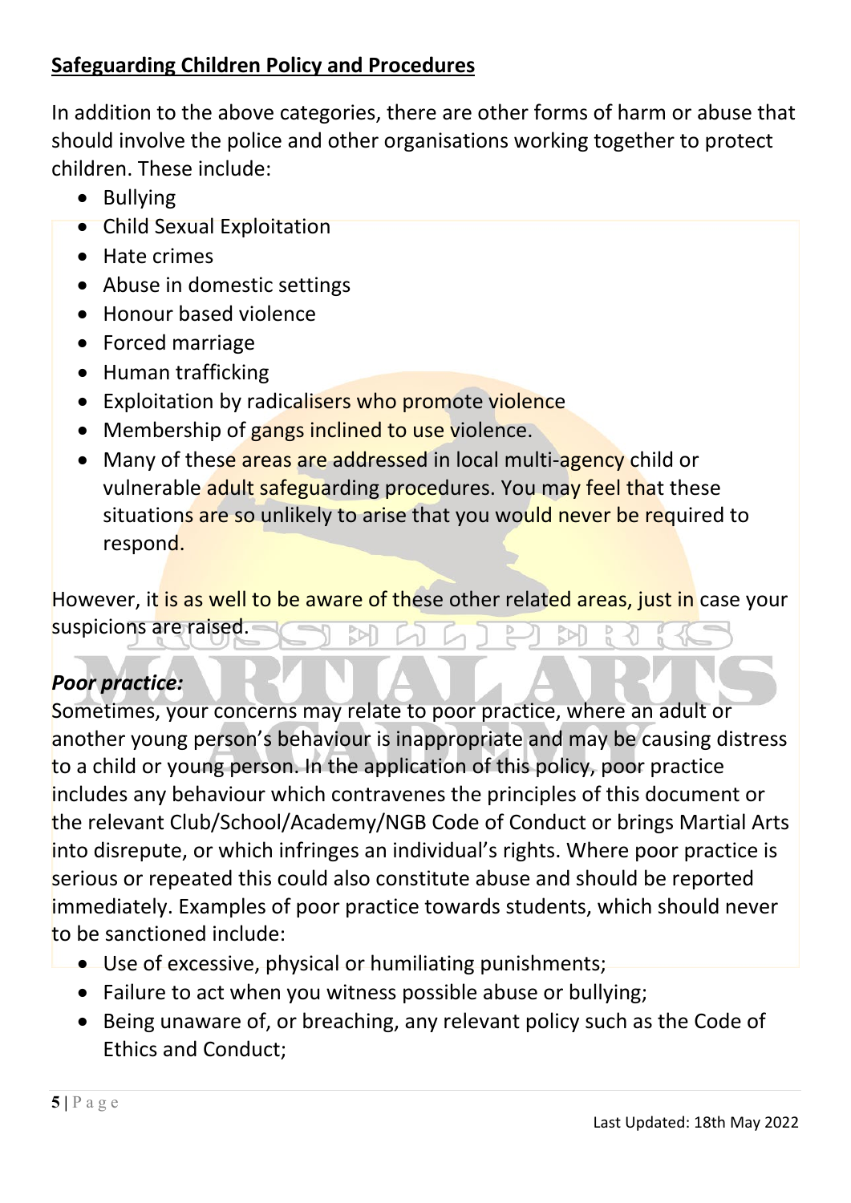**Safeguarding Children Policy and Procedures**

In addition to the above categories, there are other forms of harm or abuse that should involve the police and other organisations working together to protect children. These include:

- Bullying
- Child Sexual Exploitation
- Hate crimes
- Abuse in domestic settings
- Honour based violence
- Forced marriage
- Human trafficking
- Exploitation by radicalisers who promote violence
- Membership of gangs inclined to use violence.
- Many of these areas are addressed in local multi-agency child or vulnerable adult safeguarding procedures. You may feel that these situations are so unlikely to arise that you would never be required to respond.

However, it is as well to be aware of these other related areas, just in case your suspicions are raised.

***Poor practice:***

Sometimes, your concerns may relate to poor practice, where an adult or another young person's behaviour is inappropriate and may be causing distress to a child or young person. In the application of this policy, poor practice includes any behaviour which contravenes the principles of this document or the relevant Club/School/Academy/NGB Code of Conduct or brings Martial Arts into disrepute, or which infringes an individual's rights. Where poor practice is serious or repeated this could also constitute abuse and should be reported immediately. Examples of poor practice towards students, which should never to be sanctioned include:

- Use of excessive, physical or humiliating punishments;
- Failure to act when you witness possible abuse or bullying;
- Being unaware of, or breaching, any relevant policy such as the Code of Ethics and Conduct;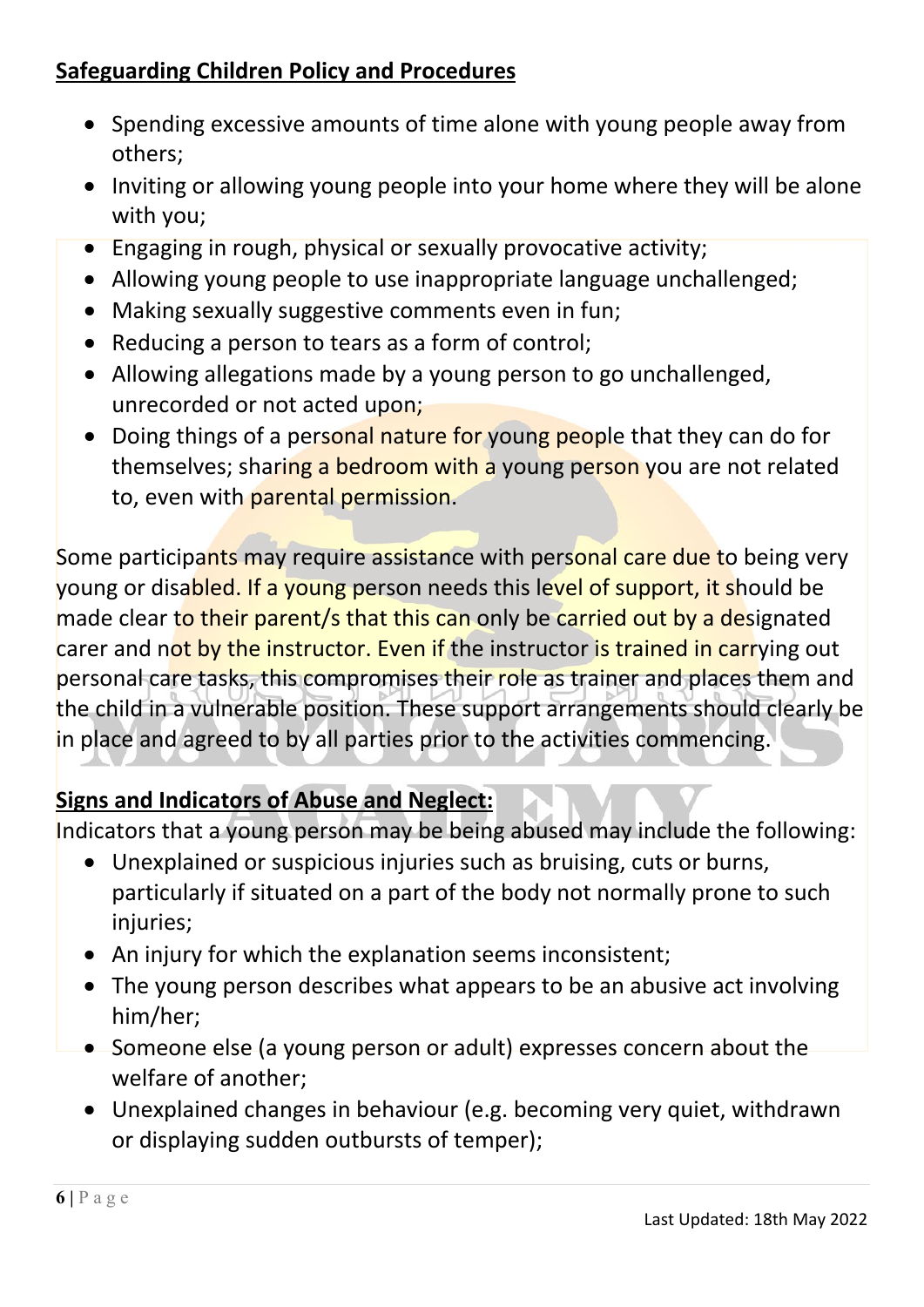**Safeguarding Children Policy and Procedures**

- Spending excessive amounts of time alone with young people away from others;
- Inviting or allowing young people into your home where they will be alone with you;
- Engaging in rough, physical or sexually provocative activity;
- Allowing young people to use inappropriate language unchallenged;
- Making sexually suggestive comments even in fun;
- Reducing a person to tears as a form of control;
- Allowing allegations made by a young person to go unchallenged, unrecorded or not acted upon;
- Doing things of a personal nature for young people that they can do for themselves; sharing a bedroom with a young person you are not related to, even with parental permission.

Some participants may require assistance with personal care due to being very young or disabled. If a young person needs this level of support, it should be made clear to their parent/s that this can only be carried out by a designated carer and not by the instructor. Even if the instructor is trained in carrying out personal care tasks, this compromises their role as trainer and places them and the child in a vulnerable position. These support arrangements should clearly be in place and agreed to by all parties prior to the activities commencing.

**Signs and Indicators of Abuse and Neglect:**

Indicators that a young person may be being abused may include the following:

- Unexplained or suspicious injuries such as bruising, cuts or burns, particularly if situated on a part of the body not normally prone to such injuries;
- An injury for which the explanation seems inconsistent;
- The young person describes what appears to be an abusive act involving him/her;
- Someone else (a young person or adult) expresses concern about the welfare of another;
- Unexplained changes in behaviour (e.g. becoming very quiet, withdrawn or displaying sudden outbursts of temper);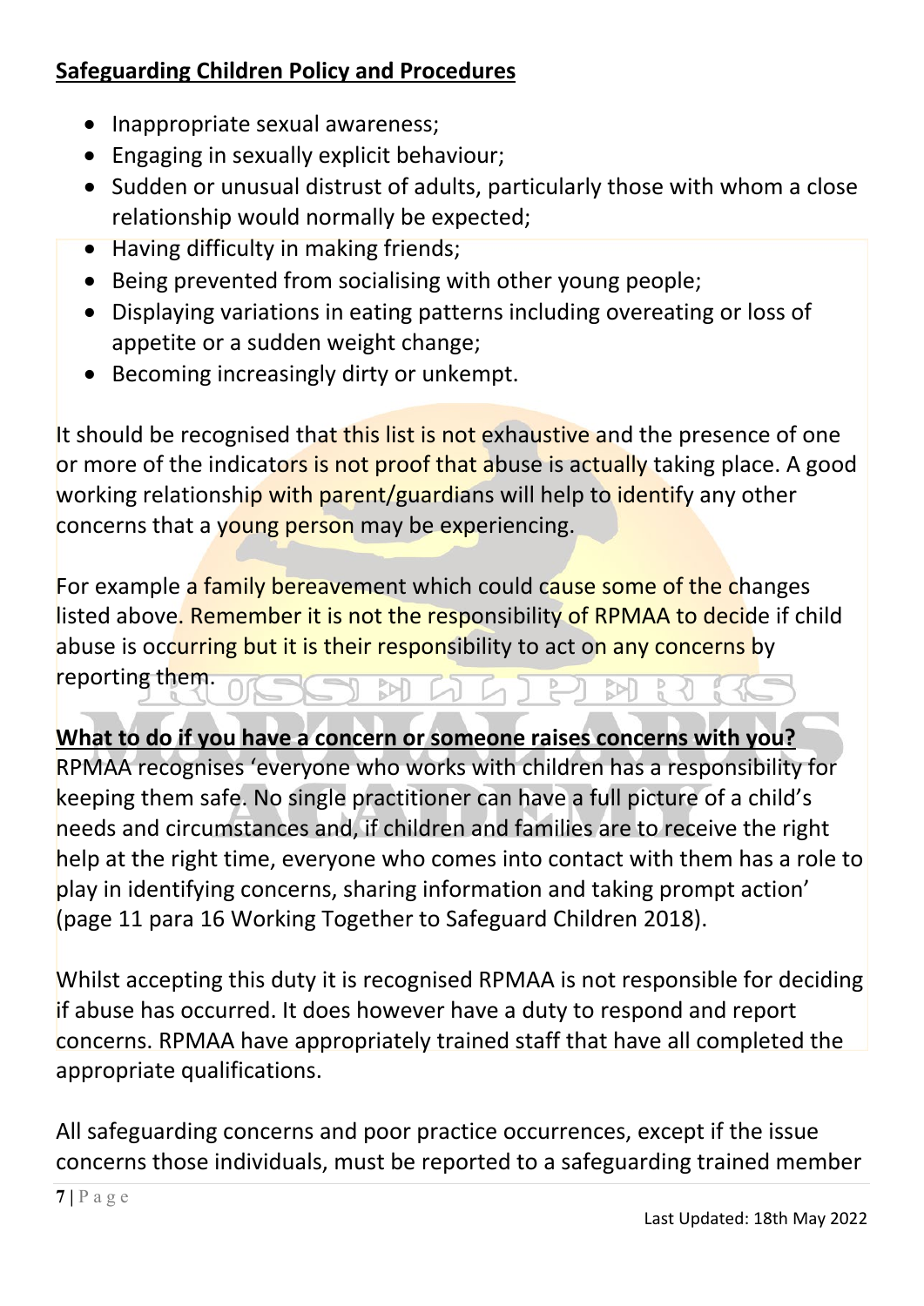## **Safeguarding Children Policy and Procedures**

- Inappropriate sexual awareness;
- Engaging in sexually explicit behaviour;
- Sudden or unusual distrust of adults, particularly those with whom a close relationship would normally be expected;
- Having difficulty in making friends;
- Being prevented from socialising with other young people;
- Displaying variations in eating patterns including overeating or loss of appetite or a sudden weight change;
- Becoming increasingly dirty or unkempt.

It should be recognised that this list is not exhaustive and the presence of one or more of the indicators is not proof that abuse is actually taking place. A good working relationship with parent/guardians will help to identify any other concerns that a young person may be experiencing.

For example a family bereavement which could cause some of the changes listed above. Remember it is not the responsibility of RPMAA to decide if child abuse is occurring but it is their responsibility to act on any concerns by reporting them.

### **What to do if you have a concern or someone raises concerns with you?**

RPMAA recognises 'everyone who works with children has a responsibility for keeping them safe. No single practitioner can have a full picture of a child's needs and circumstances and, if children and families are to receive the right help at the right time, everyone who comes into contact with them has a role to play in identifying concerns, sharing information and taking prompt action' (page 11 para 16 Working Together to Safeguard Children 2018).

Whilst accepting this duty it is recognised RPMAA is not responsible for deciding if abuse has occurred. It does however have a duty to respond and report concerns. RPMAA have appropriately trained staff that have all completed the appropriate qualifications.

All safeguarding concerns and poor practice occurrences, except if the issue concerns those individuals, must be reported to a safeguarding trained member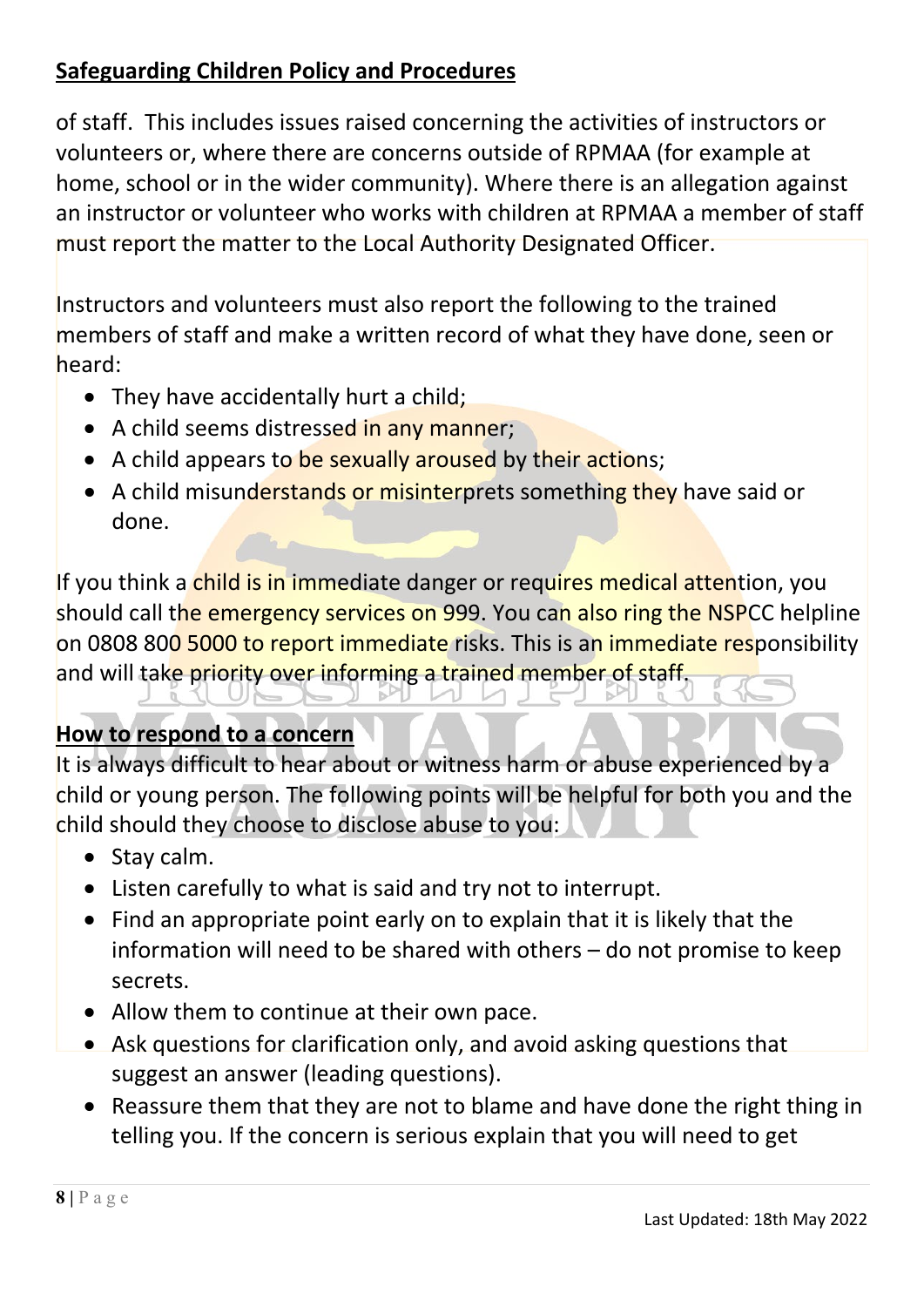of staff. This includes issues raised concerning the activities of instructors or volunteers or, where there are concerns outside of RPMAA (for example at home, school or in the wider community). Where there is an allegation against an instructor or volunteer who works with children at RPMAA a member of staff must report the matter to the Local Authority Designated Officer.

Instructors and volunteers must also report the following to the trained members of staff and make a written record of what they have done, seen or heard:

- They have accidentally hurt a child;
- A child seems distressed in any manner;
- A child appears to be sexually aroused by their actions;
- A child misunderstands or misinterprets something they have said or done.

If you think a child is in immediate danger or requires medical attention, you should call the emergency services on 999. You can also ring the NSPCC helpline on 0808 800 5000 to report immediate risks. This is an immediate responsibility and will take priority over informing a trained member of staff.

## How to respond to a concern

It is always difficult to hear about or witness harm or abuse experienced by a child or young person. The following points will be helpful for both you and the child should they choose to disclose abuse to you:

- Stay calm.
- Listen carefully to what is said and try not to interrupt.
- Find an appropriate point early on to explain that it is likely that the information will need to be shared with others – do not promise to keep secrets.
- Allow them to continue at their own pace.
- Ask questions for clarification only, and avoid asking questions that suggest an answer (leading questions).
- Reassure them that they are not to blame and have done the right thing in telling you. If the concern is serious explain that you will need to get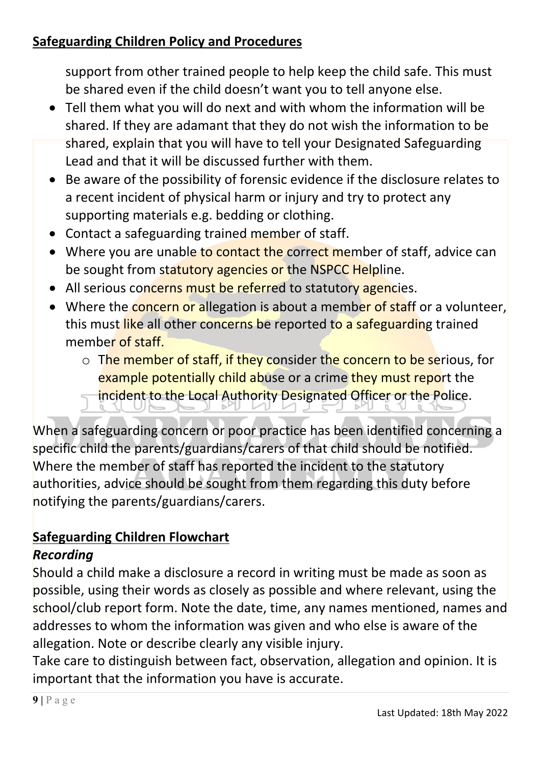support from other trained people to help keep the child safe. This must be shared even if the child doesn't want you to tell anyone else.

- Tell them what you will do next and with whom the information will be shared. If they are adamant that they do not wish the information to be shared, explain that you will have to tell your Designated Safeguarding Lead and that it will be discussed further with them.
- Be aware of the possibility of forensic evidence if the disclosure relates to a recent incident of physical harm or injury and try to protect any supporting materials e.g. bedding or clothing.
- Contact a safeguarding trained member of staff.
- Where you are unable to contact the correct member of staff, advice can be sought from statutory agencies or the NSPCC Helpline.
- All serious concerns must be referred to statutory agencies.
- Where the concern or allegation is about a member of staff or a volunteer, this must like all other concerns be reported to a safeguarding trained member of staff.
    - The member of staff, if they consider the concern to be serious, for example potentially child abuse or a crime they must report the incident to the Local Authority Designated Officer or the Police.

When a safeguarding concern or poor practice has been identified concerning a specific child the parents/guardians/carers of that child should be notified. Where the member of staff has reported the incident to the statutory authorities, advice should be sought from them regarding this duty before notifying the parents/guardians/carers.

## Safeguarding Children Flowchart

### *Recording*

Should a child make a disclosure a record in writing must be made as soon as possible, using their words as closely as possible and where relevant, using the school/club report form. Note the date, time, any names mentioned, names and addresses to whom the information was given and who else is aware of the allegation. Note or describe clearly any visible injury.

Take care to distinguish between fact, observation, allegation and opinion. It is important that the information you have is accurate.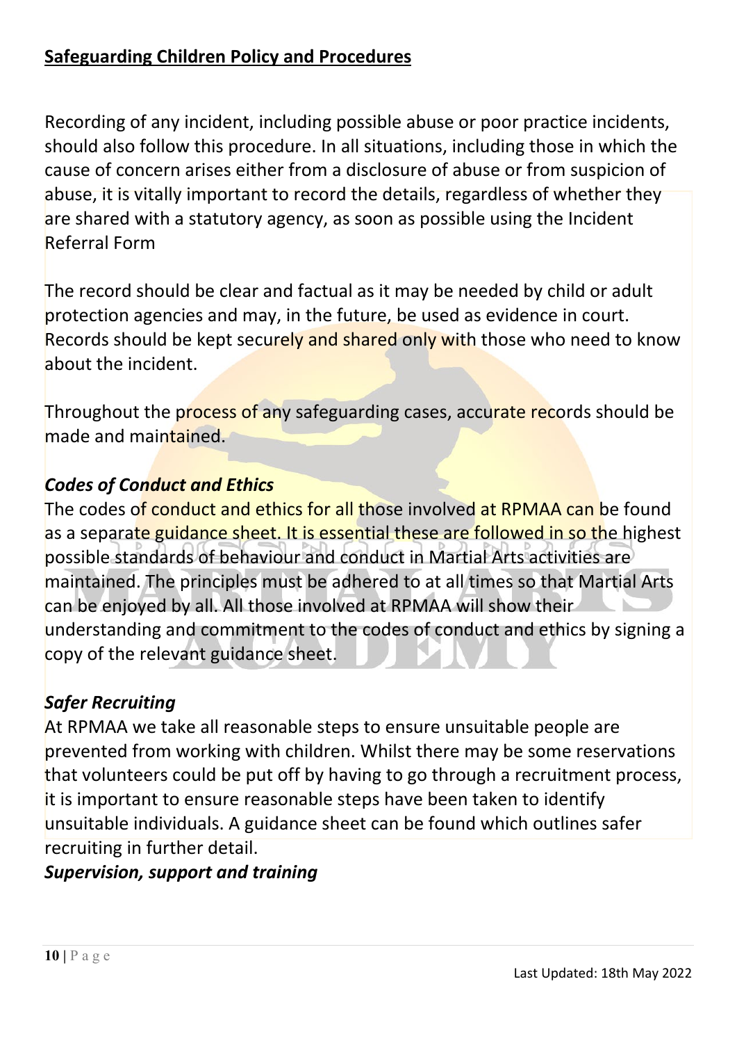## Safeguarding Children Policy and Procedures

Recording of any incident, including possible abuse or poor practice incidents, should also follow this procedure. In all situations, including those in which the cause of concern arises either from a disclosure of abuse or from suspicion of abuse, it is vitally important to record the details, regardless of whether they are shared with a statutory agency, as soon as possible using the Incident Referral Form

The record should be clear and factual as it may be needed by child or adult protection agencies and may, in the future, be used as evidence in court. Records should be kept securely and shared only with those who need to know about the incident.

Throughout the process of any safeguarding cases, accurate records should be made and maintained.

### *Codes of Conduct and Ethics*

The codes of conduct and ethics for all those involved at RPMAA can be found as a separate guidance sheet. It is essential these are followed in so the highest possible standards of behaviour and conduct in Martial Arts activities are maintained. The principles must be adhered to at all times so that Martial Arts can be enjoyed by all. All those involved at RPMAA will show their understanding and commitment to the codes of conduct and ethics by signing a copy of the relevant guidance sheet.

### *Safer Recruiting*

At RPMAA we take all reasonable steps to ensure unsuitable people are prevented from working with children. Whilst there may be some reservations that volunteers could be put off by having to go through a recruitment process, it is important to ensure reasonable steps have been taken to identify unsuitable individuals. A guidance sheet can be found which outlines safer recruiting in further detail.

### *Supervision, support and training*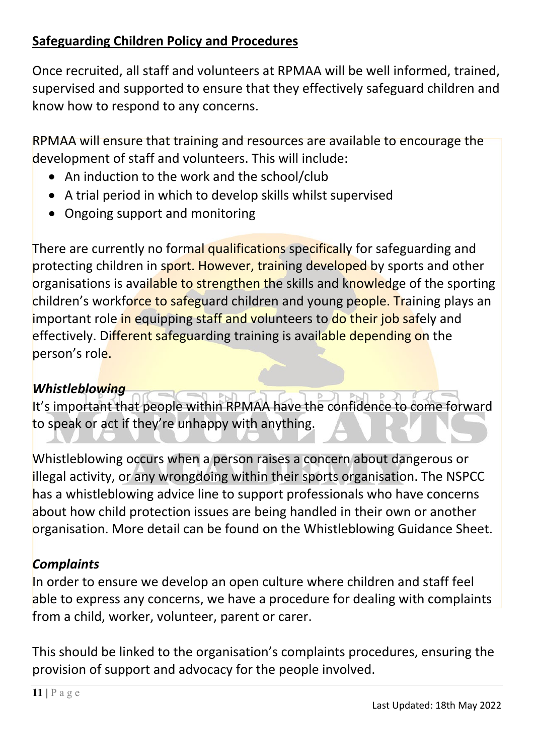**Safeguarding Children Policy and Procedures**

Once recruited, all staff and volunteers at RPMAA will be well informed, trained, supervised and supported to ensure that they effectively safeguard children and know how to respond to any concerns.

RPMAA will ensure that training and resources are available to encourage the development of staff and volunteers. This will include:

- An induction to the work and the school/club
- A trial period in which to develop skills whilst supervised
- Ongoing support and monitoring

There are currently no formal qualifications specifically for safeguarding and protecting children in sport. However, training developed by sports and other organisations is available to strengthen the skills and knowledge of the sporting children's workforce to safeguard children and young people. Training plays an important role in equipping staff and volunteers to do their job safely and effectively. Different safeguarding training is available depending on the person's role.

***Whistleblowing***

It's important that people within RPMAA have the confidence to come forward to speak or act if they're unhappy with anything.

Whistleblowing occurs when a person raises a concern about dangerous or illegal activity, or any wrongdoing within their sports organisation. The NSPCC has a whistleblowing advice line to support professionals who have concerns about how child protection issues are being handled in their own or another organisation. More detail can be found on the Whistleblowing Guidance Sheet.

***Complaints***

In order to ensure we develop an open culture where children and staff feel able to express any concerns, we have a procedure for dealing with complaints from a child, worker, volunteer, parent or carer.

This should be linked to the organisation's complaints procedures, ensuring the provision of support and advocacy for the people involved.

Last Updated: 18th May 2022